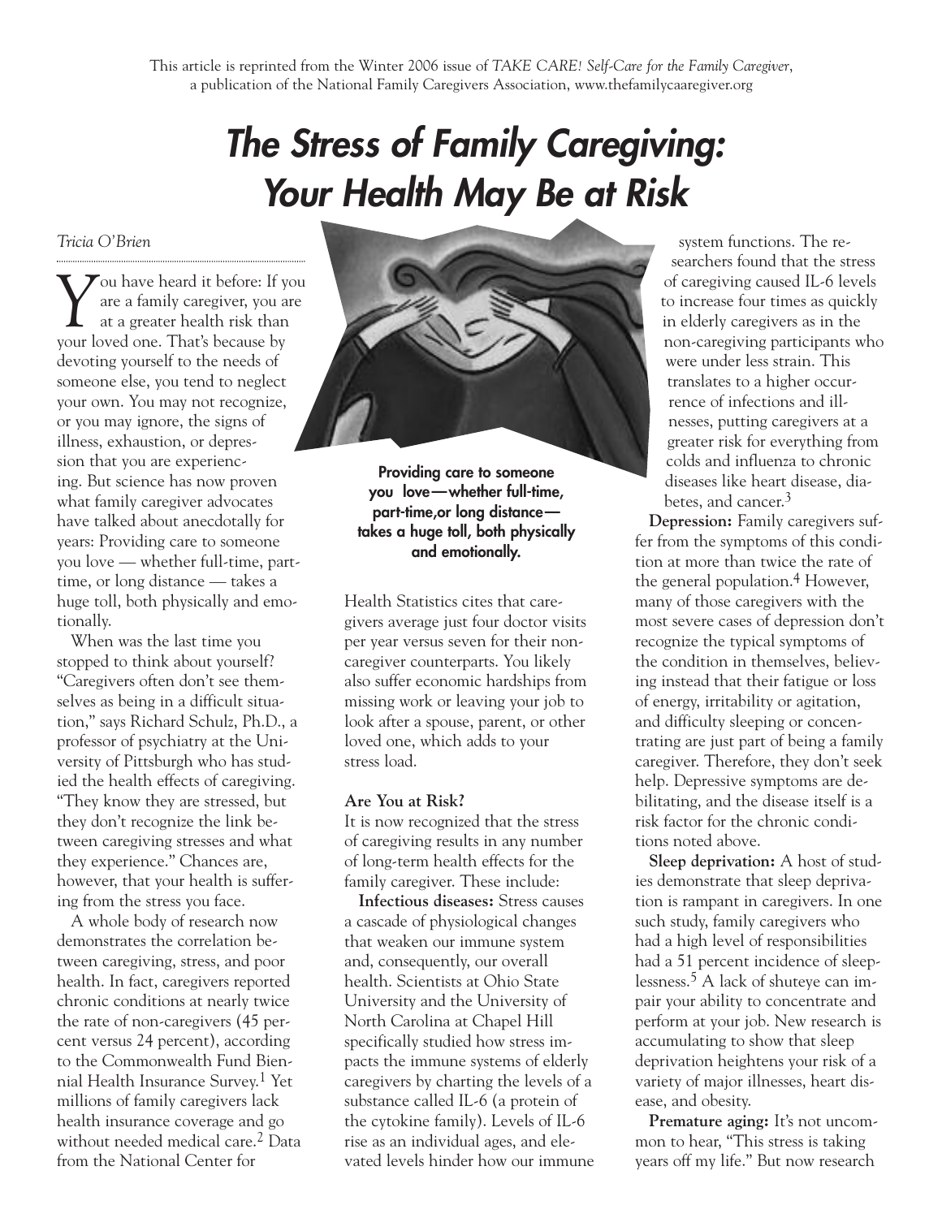This article is reprinted from the Winter 2006 issue of *TAKE CARE! Self-Care for the Family Caregiver*, a publication of the National Family Caregivers Association, www.thefamilycaaregiver.org

# The Stress of Family Caregiving: Your Health May Be at Risk

*Tricia O'Brien*

You have heard it before: If you are a family caregiver, you are at a greater health risk than your loved one. That's because by devoting yourself to the needs of someone else, you tend to neglect your own. You may not recognize, or you may ignore, the signs of illness, exhaustion, or depression that you are experiencing. But science has now proven what family caregiver advocates have talked about anecdotally for years: Providing care to someone you love — whether full-time, part-time, or long distance — takes a huge toll, both physically and emotionally.

When was the last time you stopped to think about yourself? "Caregivers often don't see themselves as being in a difficult situation," says Richard Schulz, Ph.D., a professor of psychiatry at the University of Pittsburgh who has studied the health effects of caregiving. "They know they are stressed, but they don't recognize the link between caregiving stresses and what they experience." Chances are, however, that your health is suffering from the stress you face.

A whole body of research now demonstrates the correlation between caregiving, stress, and poor health. In fact, caregivers reported chronic conditions at nearly twice the rate of non-caregivers (45 percent versus 24 percent), according to the Commonwealth Fund Biennial Health Insurance Survey.[1] Yet millions of family caregivers lack health insurance coverage and go without needed medical care.[2] Data from the National Center for Health Statistics cites that caregivers average just four doctor visits per year versus seven for their non-caregiver counterparts. You likely also suffer economic hardships from missing work or leaving your job to look after a spouse, parent, or other loved one, which adds to your stress load.

**Providing care to someone you love—whether full-time, part-time,or long distance—takes a huge toll, both physically and emotionally.**

### Are You at Risk?

It is now recognized that the stress of caregiving results in any number of long-term health effects for the family caregiver. These include:

**Infectious diseases:** Stress causes a cascade of physiological changes that weaken our immune system and, consequently, our overall health. Scientists at Ohio State University and the University of North Carolina at Chapel Hill specifically studied how stress impacts the immune systems of elderly caregivers by charting the levels of a substance called IL-6 (a protein of the cytokine family). Levels of IL-6 rise as an individual ages, and elevated levels hinder how our immune system functions. The researchers found that the stress of caregiving caused IL-6 levels to increase four times as quickly in elderly caregivers as in the non-caregiving participants who were under less strain. This translates to a higher occurrence of infections and illnesses, putting caregivers at a greater risk for everything from colds and influenza to chronic diseases like heart disease, diabetes, and cancer.[3]

**Depression:** Family caregivers suffer from the symptoms of this condition at more than twice the rate of the general population.[4] However, many of those caregivers with the most severe cases of depression don't recognize the typical symptoms of the condition in themselves, believing instead that their fatigue or loss of energy, irritability or agitation, and difficulty sleeping or concentrating are just part of being a family caregiver. Therefore, they don't seek help. Depressive symptoms are debilitating, and the disease itself is a risk factor for the chronic conditions noted above.

**Sleep deprivation:** A host of studies demonstrate that sleep deprivation is rampant in caregivers. In one such study, family caregivers who had a high level of responsibilities had a 51 percent incidence of sleeplessness.[5] A lack of shuteye can impair your ability to concentrate and perform at your job. New research is accumulating to show that sleep deprivation heightens your risk of a variety of major illnesses, heart disease, and obesity.

**Premature aging:** It's not uncommon to hear, "This stress is taking years off my life." But now research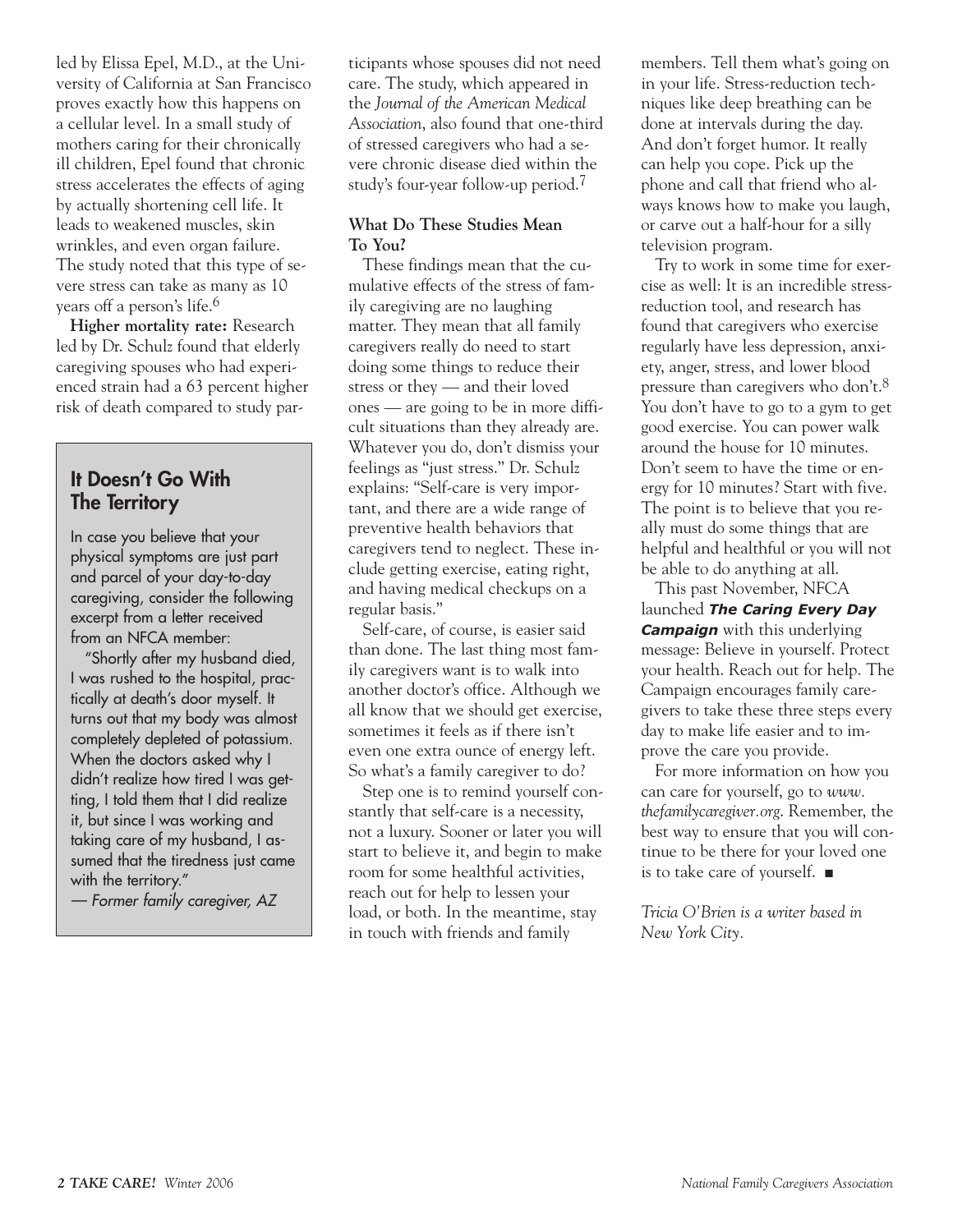led by Elissa Epel, M.D., at the University of California at San Francisco proves exactly how this happens on a cellular level. In a small study of mothers caring for their chronically ill children, Epel found that chronic stress accelerates the effects of aging by actually shortening cell life. It leads to weakened muscles, skin wrinkles, and even organ failure. The study noted that this type of severe stress can take as many as 10 years off a person's life.[6]

**Higher mortality rate:** Research led by Dr. Schulz found that elderly caregiving spouses who had experienced strain had a 63 percent higher risk of death compared to study participants whose spouses did not need care. The study, which appeared in the *Journal of the American Medical Association*, also found that one-third of stressed caregivers who had a severe chronic disease died within the study's four-year follow-up period.[7]

## It Doesn't Go With The Territory

In case you believe that your physical symptoms are just part and parcel of your day-to-day caregiving, consider the following excerpt from a letter received from an NFCA member:

"Shortly after my husband died, I was rushed to the hospital, practically at death's door myself. It turns out that my body was almost completely depleted of potassium. When the doctors asked why I didn't realize how tired I was getting, I told them that I did realize it, but since I was working and taking care of my husband, I assumed that the tiredness just came with the territory."

*— Former family caregiver, AZ*

### What Do These Studies Mean To You?

These findings mean that the cumulative effects of the stress of family caregiving are no laughing matter. They mean that all family caregivers really do need to start doing some things to reduce their stress or they — and their loved ones — are going to be in more difficult situations than they already are. Whatever you do, don't dismiss your feelings as "just stress." Dr. Schulz explains: "Self-care is very important, and there are a wide range of preventive health behaviors that caregivers tend to neglect. These include getting exercise, eating right, and having medical checkups on a regular basis."

Self-care, of course, is easier said than done. The last thing most family caregivers want is to walk into another doctor's office. Although we all know that we should get exercise, sometimes it feels as if there isn't even one extra ounce of energy left. So what's a family caregiver to do?

Step one is to remind yourself constantly that self-care is a necessity, not a luxury. Sooner or later you will start to believe it, and begin to make room for some healthful activities, reach out for help to lessen your load, or both. In the meantime, stay in touch with friends and family members. Tell them what's going on in your life. Stress-reduction techniques like deep breathing can be done at intervals during the day. And don't forget humor. It really can help you cope. Pick up the phone and call that friend who always knows how to make you laugh, or carve out a half-hour for a silly television program.

Try to work in some time for exercise as well: It is an incredible stress-reduction tool, and research has found that caregivers who exercise regularly have less depression, anxiety, anger, stress, and lower blood pressure than caregivers who don't.[8] You don't have to go to a gym to get good exercise. You can power walk around the house for 10 minutes. Don't seem to have the time or energy for 10 minutes? Start with five. The point is to believe that you really must do some things that are helpful and healthful or you will not be able to do anything at all.

This past November, NFCA launched ***The Caring Every Day Campaign*** with this underlying message: Believe in yourself. Protect your health. Reach out for help. The Campaign encourages family caregivers to take these three steps every day to make life easier and to improve the care you provide.

For more information on how you can care for yourself, go to *www.thefamilycaregiver.org*. Remember, the best way to ensure that you will continue to be there for your loved one is to take care of yourself. ■

*Tricia O'Brien is a writer based in New York City.*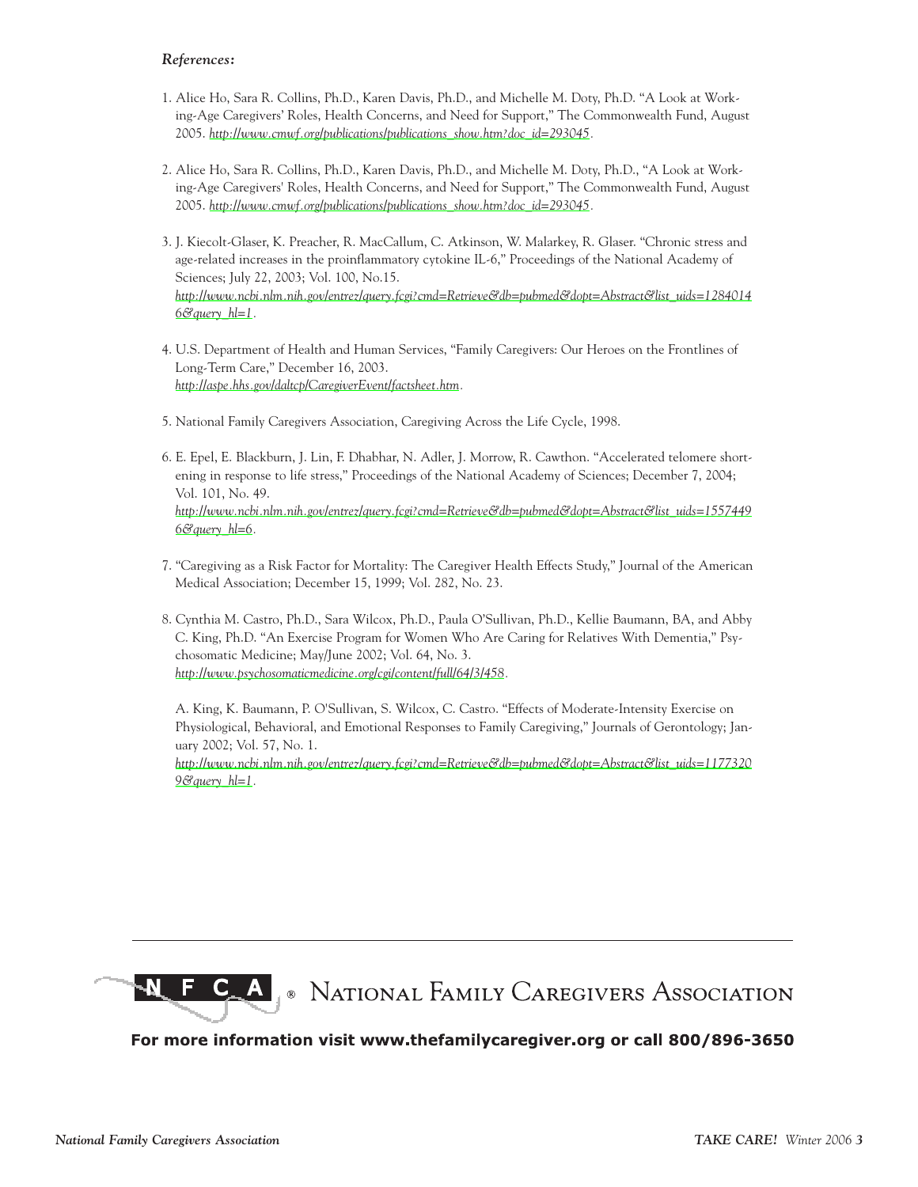*References:*

1. Alice Ho, Sara R. Collins, Ph.D., Karen Davis, Ph.D., and Michelle M. Doty, Ph.D. "A Look at Working-Age Caregivers' Roles, Health Concerns, and Need for Support," The Commonwealth Fund, August 2005. *http://www.cmwf.org/publications/publications_show.htm?doc_id=293045*.

2. Alice Ho, Sara R. Collins, Ph.D., Karen Davis, Ph.D., and Michelle M. Doty, Ph.D., "A Look at Working-Age Caregivers' Roles, Health Concerns, and Need for Support," The Commonwealth Fund, August 2005. *http://www.cmwf.org/publications/publications_show.htm?doc_id=293045*.

3. J. Kiecolt-Glaser, K. Preacher, R. MacCallum, C. Atkinson, W. Malarkey, R. Glaser. "Chronic stress and age-related increases in the proinflammatory cytokine IL-6," Proceedings of the National Academy of Sciences; July 22, 2003; Vol. 100, No.15. *http://www.ncbi.nlm.nih.gov/entrez/query.fcgi?cmd=Retrieve&db=pubmed&dopt=Abstract&list_uids=12840146&query_hl=1*.

4. U.S. Department of Health and Human Services, "Family Caregivers: Our Heroes on the Frontlines of Long-Term Care," December 16, 2003. *http://aspe.hhs.gov/daltcp/CaregiverEvent/factsheet.htm*.

5. National Family Caregivers Association, Caregiving Across the Life Cycle, 1998.

6. E. Epel, E. Blackburn, J. Lin, F. Dhabhar, N. Adler, J. Morrow, R. Cawthon. "Accelerated telomere shortening in response to life stress," Proceedings of the National Academy of Sciences; December 7, 2004; Vol. 101, No. 49. *http://www.ncbi.nlm.nih.gov/entrez/query.fcgi?cmd=Retrieve&db=pubmed&dopt=Abstract&list_uids=15574496&query_hl=6*.

7. "Caregiving as a Risk Factor for Mortality: The Caregiver Health Effects Study," Journal of the American Medical Association; December 15, 1999; Vol. 282, No. 23.

8. Cynthia M. Castro, Ph.D., Sara Wilcox, Ph.D., Paula O'Sullivan, Ph.D., Kellie Baumann, BA, and Abby C. King, Ph.D. "An Exercise Program for Women Who Are Caring for Relatives With Dementia," Psychosomatic Medicine; May/June 2002; Vol. 64, No. 3. *http://www.psychosomaticmedicine.org/cgi/content/full/64/3/458*.

   A. King, K. Baumann, P. O'Sullivan, S. Wilcox, C. Castro. "Effects of Moderate-Intensity Exercise on Physiological, Behavioral, and Emotional Responses to Family Caregiving," Journals of Gerontology; January 2002; Vol. 57, No. 1. *http://www.ncbi.nlm.nih.gov/entrez/query.fcgi?cmd=Retrieve&db=pubmed&dopt=Abstract&list_uids=11773209&query_hl=1*.

---

NFCA® National Family Caregivers Association

**For more information visit www.thefamilycaregiver.org or call 800/896-3650**